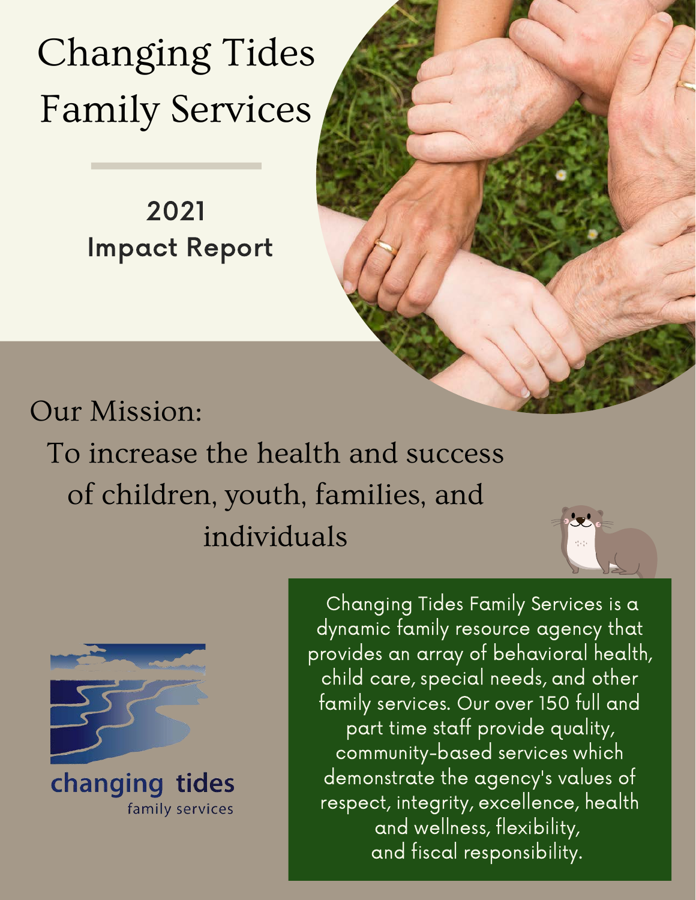# Changing Tides Family Services

## 2021 Impact Report

Our Mission:

To increase the health and success of children, youth, families, and individuals

changing tides
family services

Changing Tides Family Services is a dynamic family resource agency that provides an array of behavioral health, child care, special needs, and other family services. Our over 150 full and part time staff provide quality, community-based services which demonstrate the agency's values of respect, integrity, excellence, health and wellness, flexibility, and fiscal responsibility.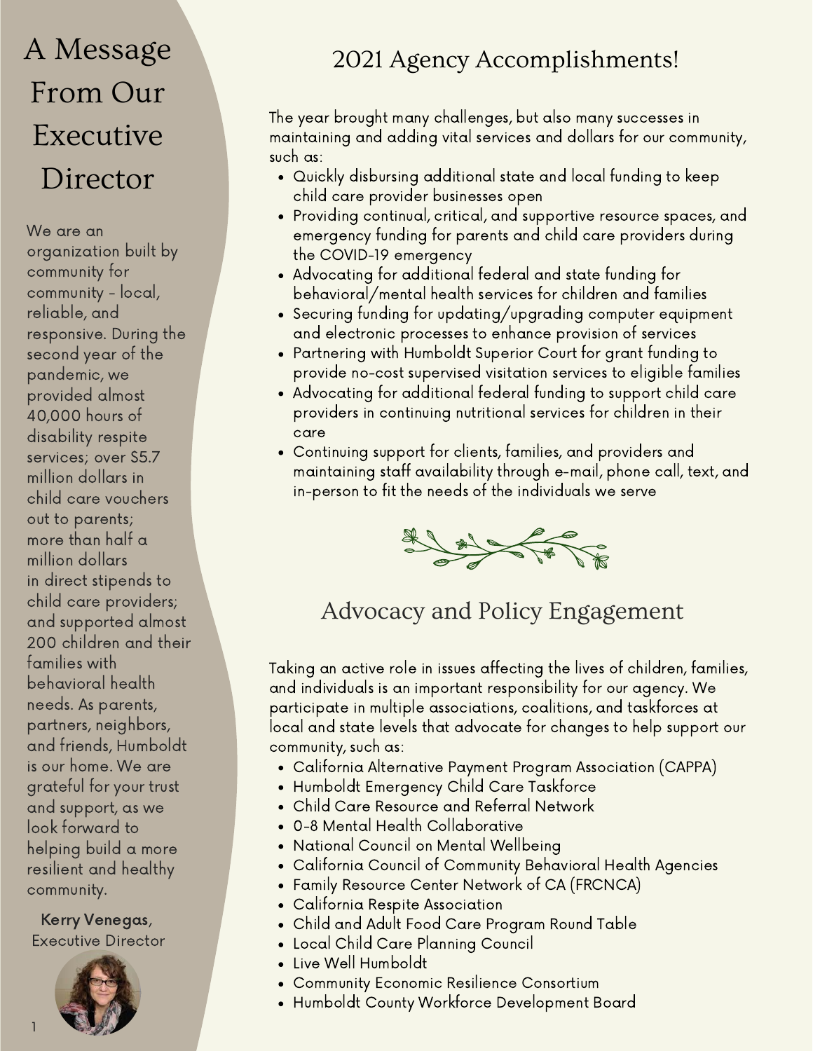# A Message From Our Executive Director

We are an organization built by community for community - local, reliable, and responsive. During the second year of the pandemic, we provided almost 40,000 hours of disability respite services; over $5.7 million dollars in child care vouchers out to parents; more than half a million dollars in direct stipends to child care providers; and supported almost 200 children and their families with behavioral health needs. As parents, partners, neighbors, and friends, Humboldt is our home. We are grateful for your trust and support, as we look forward to helping build a more resilient and healthy community.

**Kerry Venegas**, Executive Director

## 2021 Agency Accomplishments!

The year brought many challenges, but also many successes in maintaining and adding vital services and dollars for our community, such as:

- Quickly disbursing additional state and local funding to keep child care provider businesses open
- Providing continual, critical, and supportive resource spaces, and emergency funding for parents and child care providers during the COVID-19 emergency
- Advocating for additional federal and state funding for behavioral/mental health services for children and families
- Securing funding for updating/upgrading computer equipment and electronic processes to enhance provision of services
- Partnering with Humboldt Superior Court for grant funding to provide no-cost supervised visitation services to eligible families
- Advocating for additional federal funding to support child care providers in continuing nutritional services for children in their care
- Continuing support for clients, families, and providers and maintaining staff availability through e-mail, phone call, text, and in-person to fit the needs of the individuals we serve

## Advocacy and Policy Engagement

Taking an active role in issues affecting the lives of children, families, and individuals is an important responsibility for our agency. We participate in multiple associations, coalitions, and taskforces at local and state levels that advocate for changes to help support our community, such as:

- California Alternative Payment Program Association (CAPPA)
- Humboldt Emergency Child Care Taskforce
- Child Care Resource and Referral Network
- 0-8 Mental Health Collaborative
- National Council on Mental Wellbeing
- California Council of Community Behavioral Health Agencies
- Family Resource Center Network of CA (FRCNCA)
- California Respite Association
- Child and Adult Food Care Program Round Table
- Local Child Care Planning Council
- Live Well Humboldt
- Community Economic Resilience Consortium
- Humboldt County Workforce Development Board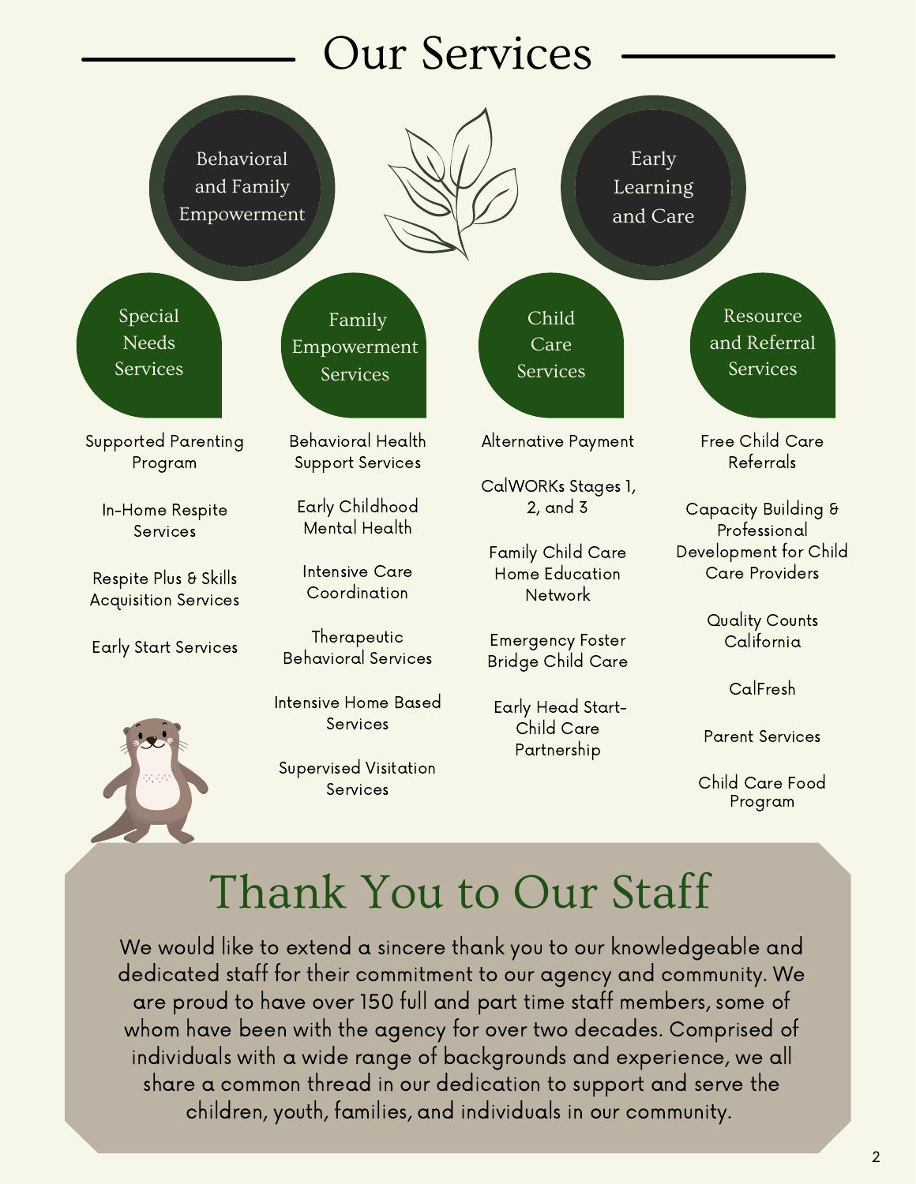# Our Services

## Behavioral and Family Empowerment

### Special Needs Services

- Supported Parenting Program
- In-Home Respite Services
- Respite Plus & Skills Acquisition Services
- Early Start Services

### Family Empowerment Services

- Behavioral Health Support Services
- Early Childhood Mental Health
- Intensive Care Coordination
- Therapeutic Behavioral Services
- Intensive Home Based Services
- Supervised Visitation Services

## Early Learning and Care

### Child Care Services

- Alternative Payment
- CalWORKs Stages 1, 2, and 3
- Family Child Care Home Education Network
- Emergency Foster Bridge Child Care
- Early Head Start-Child Care Partnership

### Resource and Referral Services

- Free Child Care Referrals
- Capacity Building & Professional Development for Child Care Providers
- Quality Counts California
- CalFresh
- Parent Services
- Child Care Food Program

# Thank You to Our Staff

We would like to extend a sincere thank you to our knowledgeable and dedicated staff for their commitment to our agency and community. We are proud to have over 150 full and part time staff members, some of whom have been with the agency for over two decades. Comprised of individuals with a wide range of backgrounds and experience, we all share a common thread in our dedication to support and serve the children, youth, families, and individuals in our community.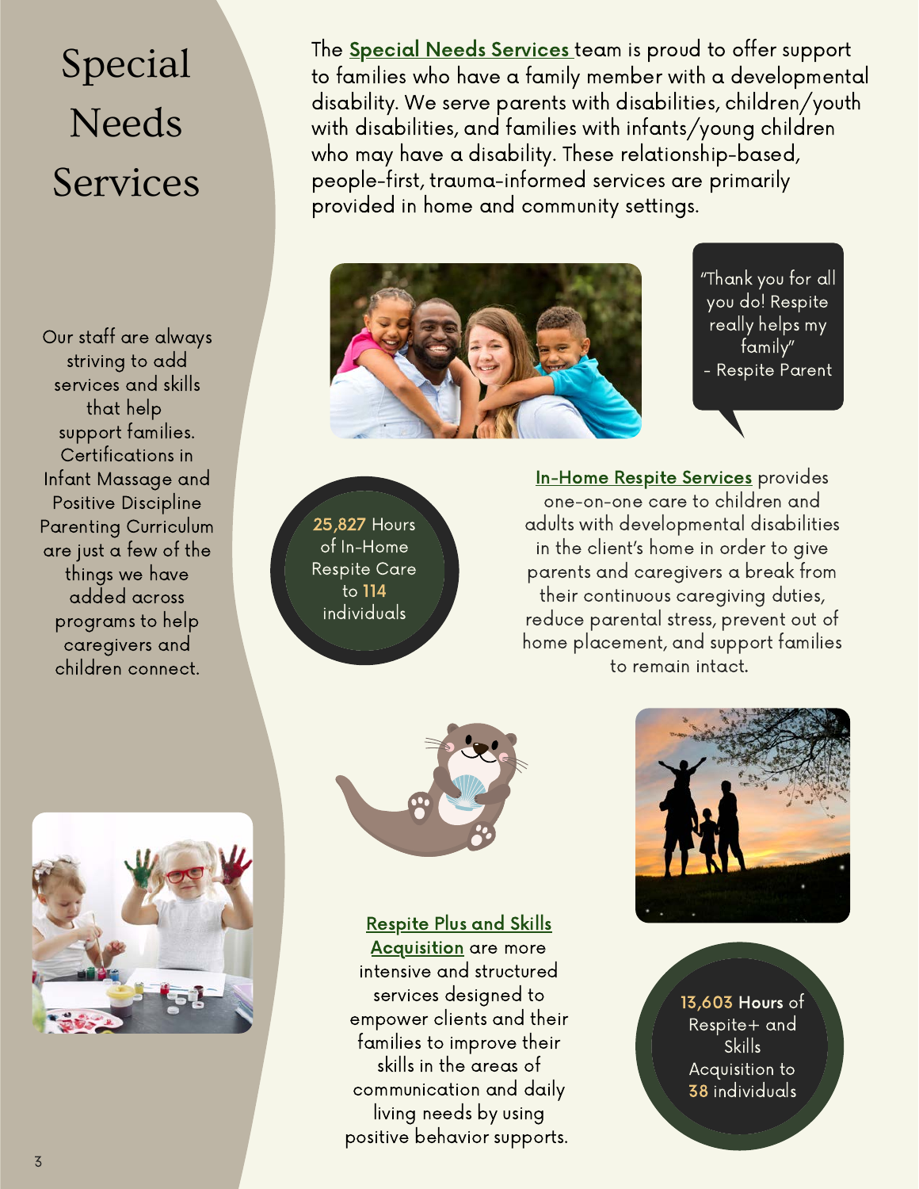# Special Needs Services

The Special Needs Services team is proud to offer support to families who have a family member with a developmental disability. We serve parents with disabilities, children/youth with disabilities, and families with infants/young children who may have a disability. These relationship-based, people-first, trauma-informed services are primarily provided in home and community settings.

Our staff are always striving to add services and skills that help support families. Certifications in Infant Massage and Positive Discipline Parenting Curriculum are just a few of the things we have added across programs to help caregivers and children connect.

"Thank you for all you do! Respite really helps my family"
- Respite Parent

**25,827** Hours of In-Home Respite Care to **114** individuals

In-Home Respite Services provides one-on-one care to children and adults with developmental disabilities in the client's home in order to give parents and caregivers a break from their continuous caregiving duties, reduce parental stress, prevent out of home placement, and support families to remain intact.

Respite Plus and Skills Acquisition are more intensive and structured services designed to empower clients and their families to improve their skills in the areas of communication and daily living needs by using positive behavior supports.

**13,603** Hours of Respite+ and Skills Acquisition to **38** individuals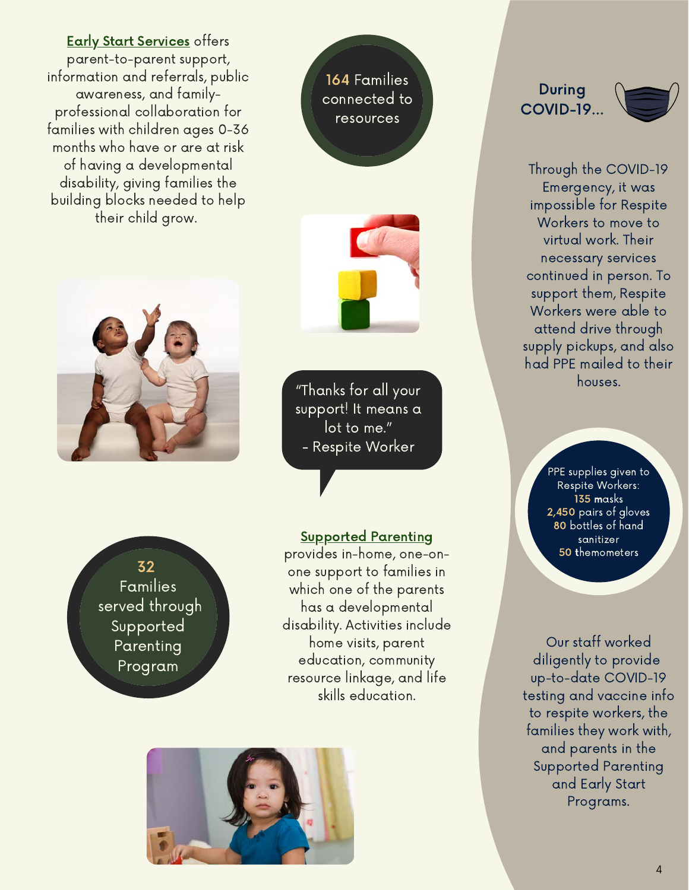**Early Start Services** offers parent-to-parent support, information and referrals, public awareness, and family-professional collaboration for families with children ages 0-36 months who have or are at risk of having a developmental disability, giving families the building blocks needed to help their child grow.

**164** Families connected to resources

"Thanks for all your support! It means a lot to me."
- Respite Worker

**Supported Parenting** provides in-home, one-on-one support to families in which one of the parents has a developmental disability. Activities include home visits, parent education, community resource linkage, and life skills education.

**32** Families served through Supported Parenting Program

## During COVID-19...

Through the COVID-19 Emergency, it was impossible for Respite Workers to move to virtual work. Their necessary services continued in person. To support them, Respite Workers were able to attend drive through supply pickups, and also had PPE mailed to their houses.

PPE supplies given to Respite Workers:
- **135** masks
- **2,450** pairs of gloves
- **80** bottles of hand sanitizer
- **50** themometers

Our staff worked diligently to provide up-to-date COVID-19 testing and vaccine info to respite workers, the families they work with, and parents in the Supported Parenting and Early Start Programs.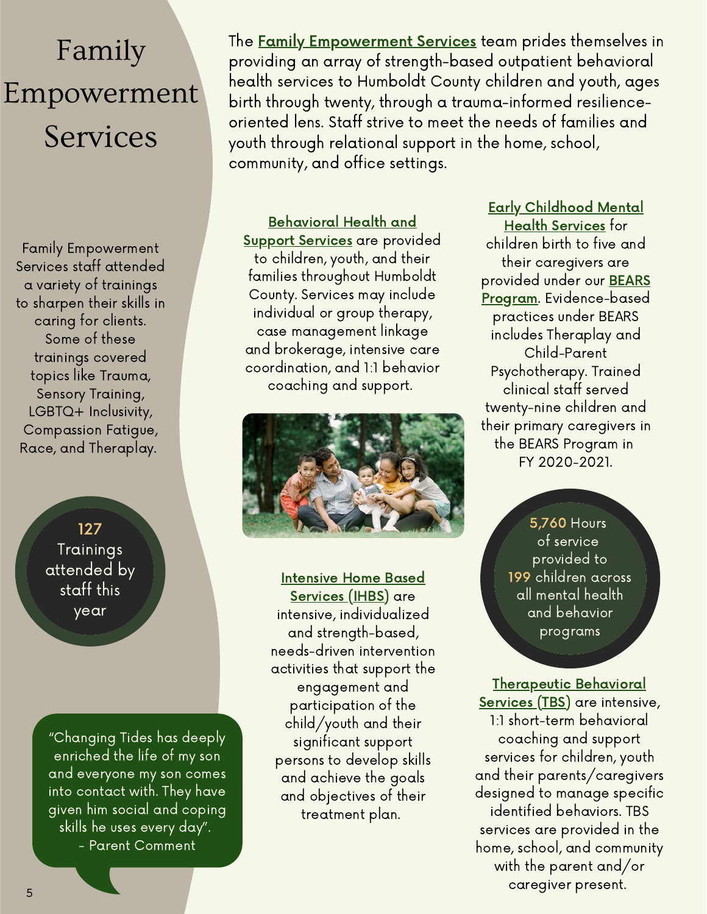# Family Empowerment Services

The **Family Empowerment Services** team prides themselves in providing an array of strength-based outpatient behavioral health services to Humboldt County children and youth, ages birth through twenty, through a trauma-informed resilience-oriented lens. Staff strive to meet the needs of families and youth through relational support in the home, school, community, and office settings.

Family Empowerment Services staff attended a variety of trainings to sharpen their skills in caring for clients. Some of these trainings covered topics like Trauma, Sensory Training, LGBTQ+ Inclusivity, Compassion Fatigue, Race, and Theraplay.

**127** Trainings attended by staff this year

"Changing Tides has deeply enriched the life of my son and everyone my son comes into contact with. They have given him social and coping skills he uses every day".
- Parent Comment

**Behavioral Health and Support Services** are provided to children, youth, and their families throughout Humboldt County. Services may include individual or group therapy, case management linkage and brokerage, intensive care coordination, and 1:1 behavior coaching and support.

**Intensive Home Based Services (IHBS)** are intensive, individualized and strength-based, needs-driven intervention activities that support the engagement and participation of the child/youth and their significant support persons to develop skills and achieve the goals and objectives of their treatment plan.

**Early Childhood Mental Health Services** for children birth to five and their caregivers are provided under our **BEARS Program**. Evidence-based practices under BEARS includes Theraplay and Child-Parent Psychotherapy. Trained clinical staff served twenty-nine children and their primary caregivers in the BEARS Program in FY 2020-2021.

**5,760** Hours of service provided to **199** children across all mental health and behavior programs

**Therapeutic Behavioral Services (TBS)** are intensive, 1:1 short-term behavioral coaching and support services for children, youth and their parents/caregivers designed to manage specific identified behaviors. TBS services are provided in the home, school, and community with the parent and/or caregiver present.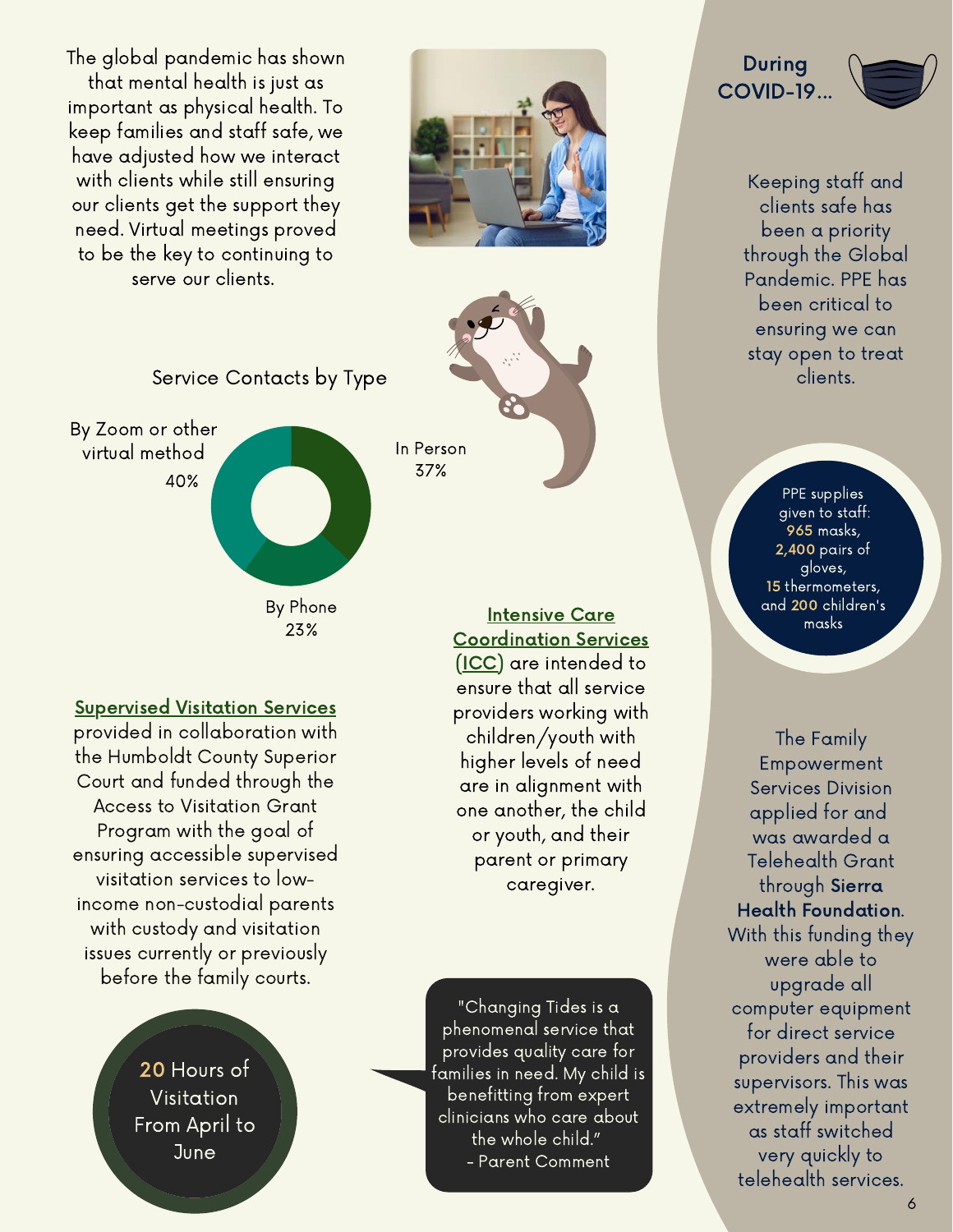The global pandemic has shown that mental health is just as important as physical health. To keep families and staff safe, we have adjusted how we interact with clients while still ensuring our clients get the support they need. Virtual meetings proved to be the key to continuing to serve our clients.

### Service Contacts by Type

| Type | Percentage |
| --- | --- |
| By Zoom or other virtual method | 40% |
| In Person | 37% |
| By Phone | 23% |

**Supervised Visitation Services** provided in collaboration with the Humboldt County Superior Court and funded through the Access to Visitation Grant Program with the goal of ensuring accessible supervised visitation services to low-income non-custodial parents with custody and visitation issues currently or previously before the family courts.

**20** Hours of Visitation From April to June

**Intensive Care Coordination Services (ICC)** are intended to ensure that all service providers working with children/youth with higher levels of need are in alignment with one another, the child or youth, and their parent or primary caregiver.

"Changing Tides is a phenomenal service that provides quality care for families in need. My child is benefitting from expert clinicians who care about the whole child."
- Parent Comment

## During COVID-19...

Keeping staff and clients safe has been a priority through the Global Pandemic. PPE has been critical to ensuring we can stay open to treat clients.

PPE supplies given to staff: **965** masks, **2,400** pairs of gloves, **15** thermometers, and **200** children's masks

The Family Empowerment Services Division applied for and was awarded a Telehealth Grant through **Sierra Health Foundation**. With this funding they were able to upgrade all computer equipment for direct service providers and their supervisors. This was extremely important as staff switched very quickly to telehealth services.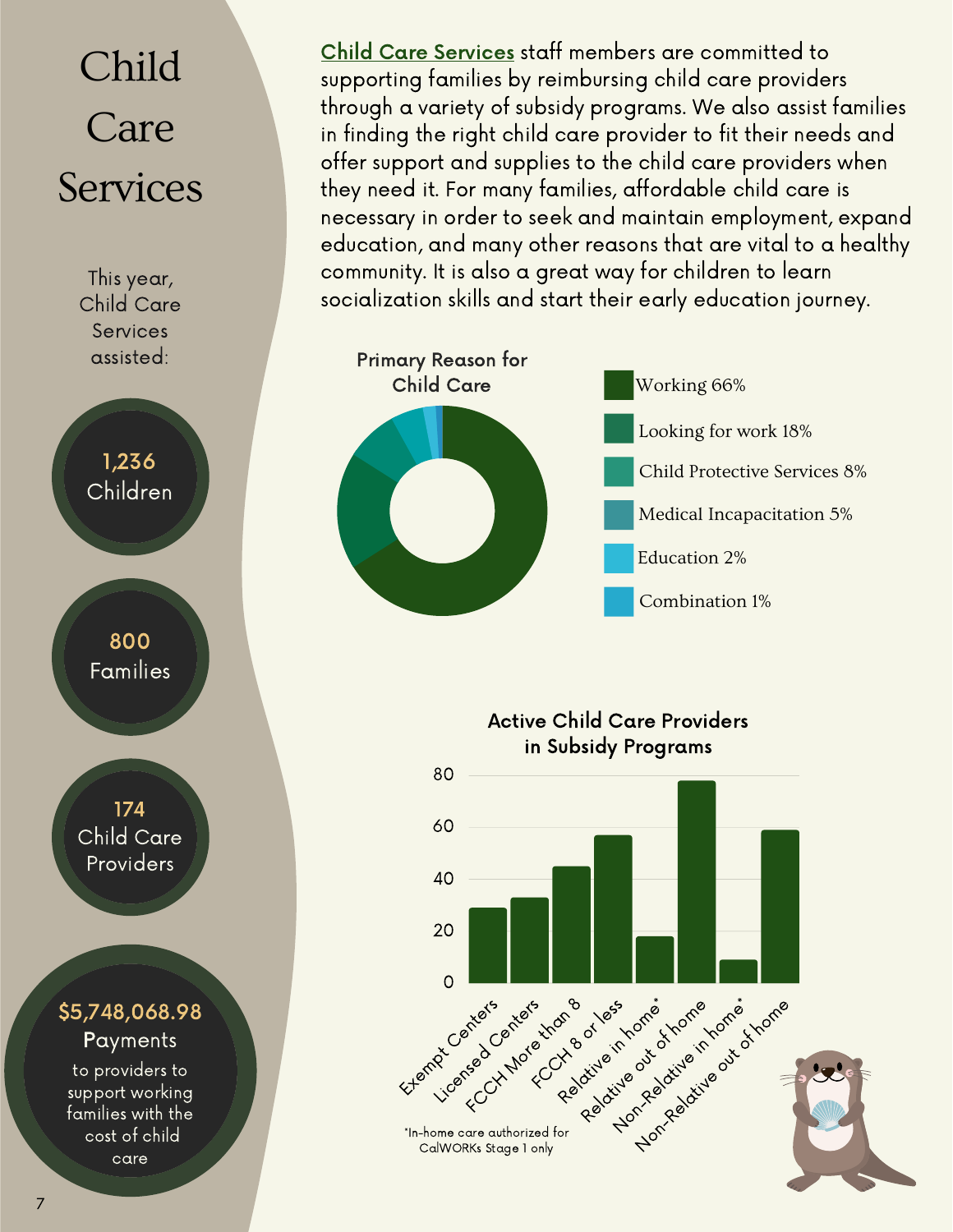# Child Care Services

This year, Child Care Services assisted:

**1,236** Children

**800** Families

**174** Child Care Providers

**$5,748,068.98** Payments to providers to support working families with the cost of child care

Child Care Services staff members are committed to supporting families by reimbursing child care providers through a variety of subsidy programs. We also assist families in finding the right child care provider to fit their needs and offer support and supplies to the child care providers when they need it. For many families, affordable child care is necessary in order to seek and maintain employment, expand education, and many other reasons that are vital to a healthy community. It is also a great way for children to learn socialization skills and start their early education journey.

### Primary Reason for Child Care

- Working 66%
- Looking for work 18%
- Child Protective Services 8%
- Medical Incapacitation 5%
- Education 2%
- Combination 1%

### Active Child Care Providers in Subsidy Programs

| Provider Type | Approximate Count |
| --- | --- |
| Exempt Centers | 29 |
| Licensed Centers | 33 |
| FCCH More than 8 | 45 |
| FCCH 8 or less | 57 |
| Relative in home* | 18 |
| Relative out of home | 78 |
| Non-Relative in home* | 9 |
| Non-Relative out of home | 59 |

*In-home care authorized for CalWORKs Stage 1 only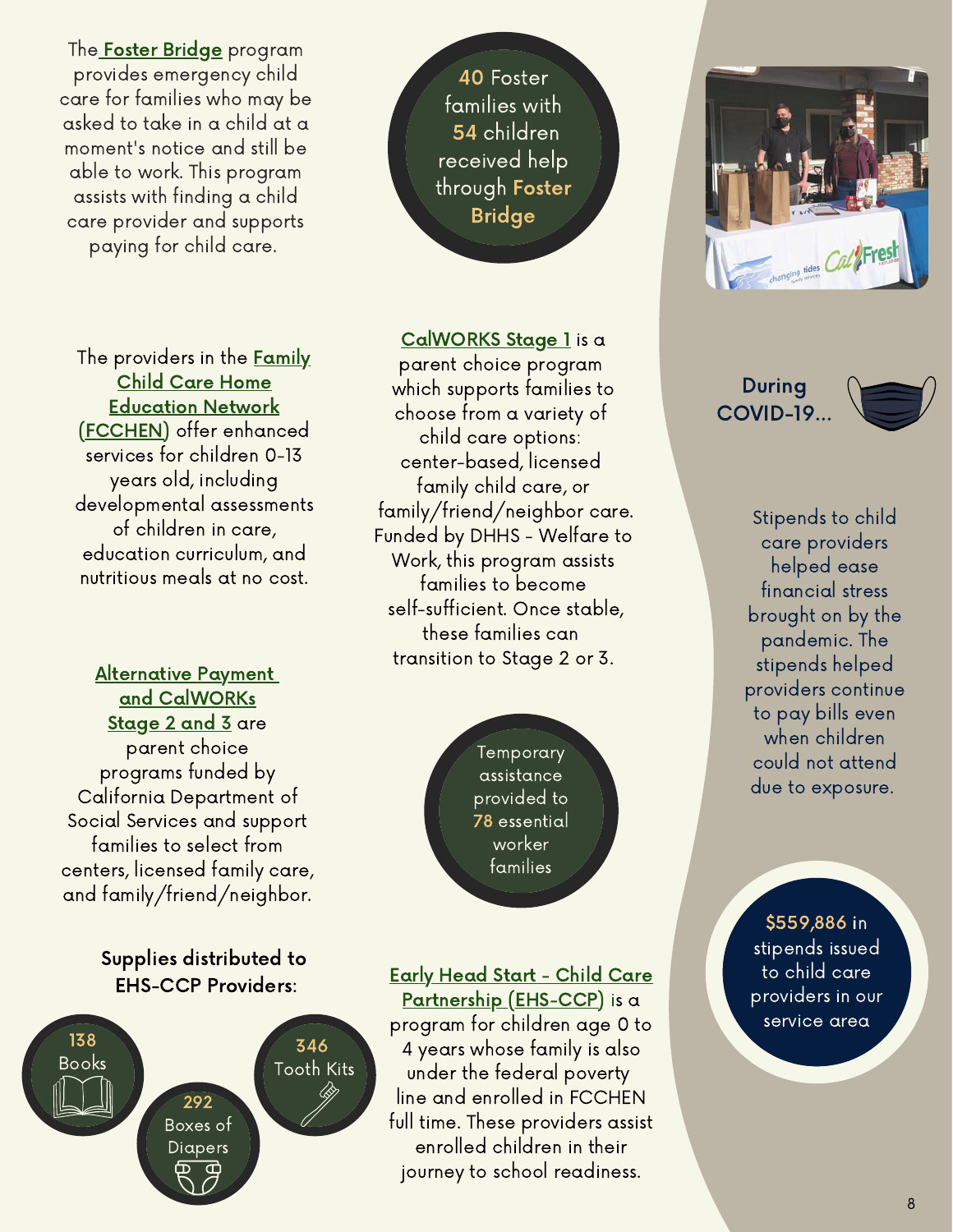The **Foster Bridge** program provides emergency child care for families who may be asked to take in a child at a moment's notice and still be able to work. This program assists with finding a child care provider and supports paying for child care.

**40** Foster families with **54** children received help through **Foster Bridge**

The providers in the **Family Child Care Home Education Network (FCCHEN)** offer enhanced services for children 0-13 years old, including developmental assessments of children in care, education curriculum, and nutritious meals at no cost.

**CalWORKS Stage 1** is a parent choice program which supports families to choose from a variety of child care options: center-based, licensed family child care, or family/friend/neighbor care. Funded by DHHS - Welfare to Work, this program assists families to become self-sufficient. Once stable, these families can transition to Stage 2 or 3.

**Alternative Payment and CalWORKs Stage 2 and 3** are parent choice programs funded by California Department of Social Services and support families to select from centers, licensed family care, and family/friend/neighbor.

Temporary assistance provided to **78** essential worker families

**Supplies distributed to EHS-CCP Providers:**

- **138** Books
- **292** Boxes of Diapers
- **346** Tooth Kits

**Early Head Start - Child Care Partnership (EHS-CCP)** is a program for children age 0 to 4 years whose family is also under the federal poverty line and enrolled in FCCHEN full time. These providers assist enrolled children in their journey to school readiness.

## During COVID-19...

Stipends to child care providers helped ease financial stress brought on by the pandemic. The stipends helped providers continue to pay bills even when children could not attend due to exposure.

**$559,886** in stipends issued to child care providers in our service area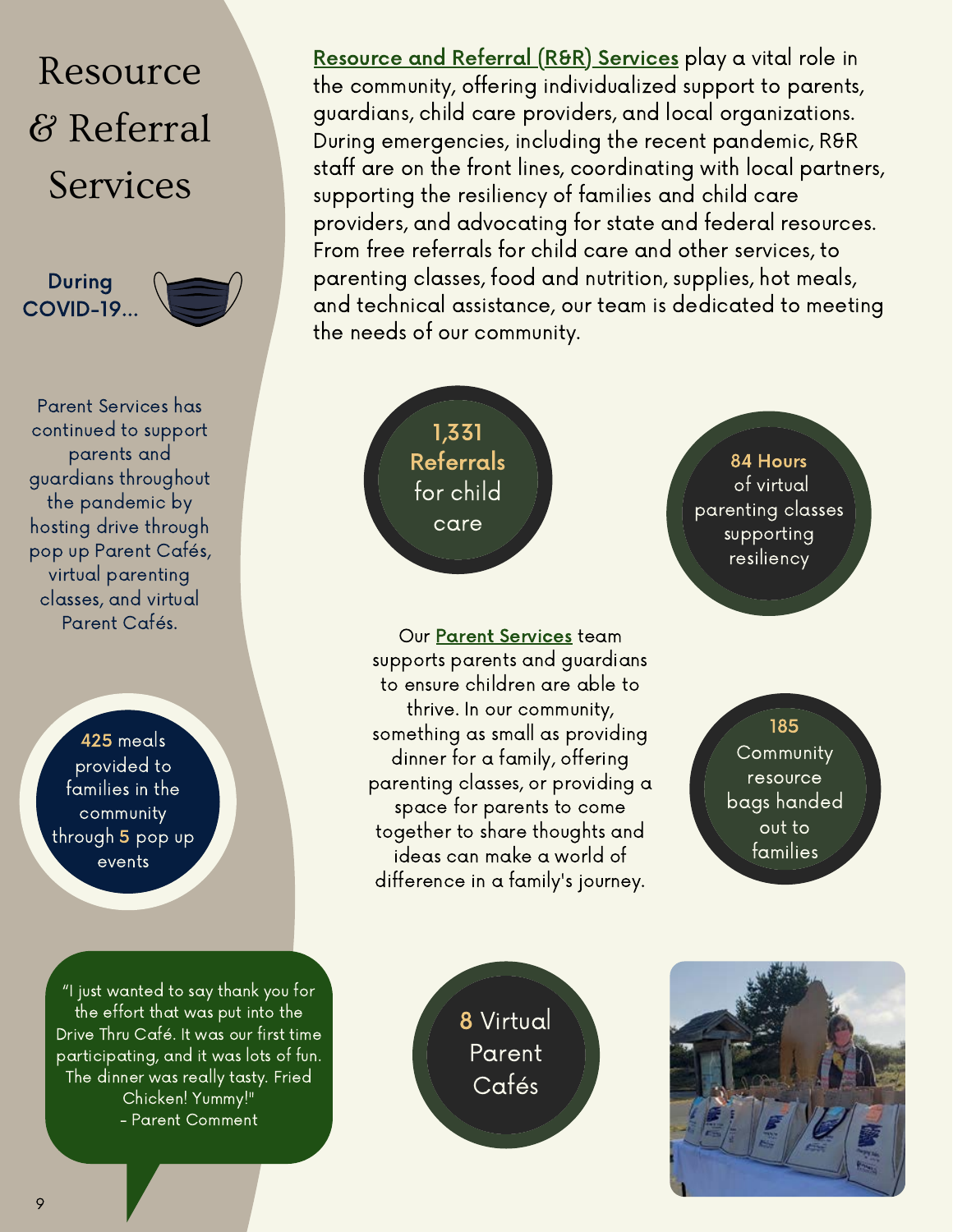# Resource & Referral Services

**Resource and Referral (R&R) Services** play a vital role in the community, offering individualized support to parents, guardians, child care providers, and local organizations. During emergencies, including the recent pandemic, R&R staff are on the front lines, coordinating with local partners, supporting the resiliency of families and child care providers, and advocating for state and federal resources. From free referrals for child care and other services, to parenting classes, food and nutrition, supplies, hot meals, and technical assistance, our team is dedicated to meeting the needs of our community.

**During COVID-19...**

Parent Services has continued to support parents and guardians throughout the pandemic by hosting drive through pop up Parent Cafés, virtual parenting classes, and virtual Parent Cafés.

**1,331 Referrals** for child care

**84 Hours** of virtual parenting classes supporting resiliency

Our **Parent Services** team supports parents and guardians to ensure children are able to thrive. In our community, something as small as providing dinner for a family, offering parenting classes, or providing a space for parents to come together to share thoughts and ideas can make a world of difference in a family's journey.

**425** meals provided to families in the community through **5** pop up events

**185** Community resource bags handed out to families

"I just wanted to say thank you for the effort that was put into the Drive Thru Café. It was our first time participating, and it was lots of fun. The dinner was really tasty. Fried Chicken! Yummy!"
- Parent Comment

**8** Virtual Parent Cafés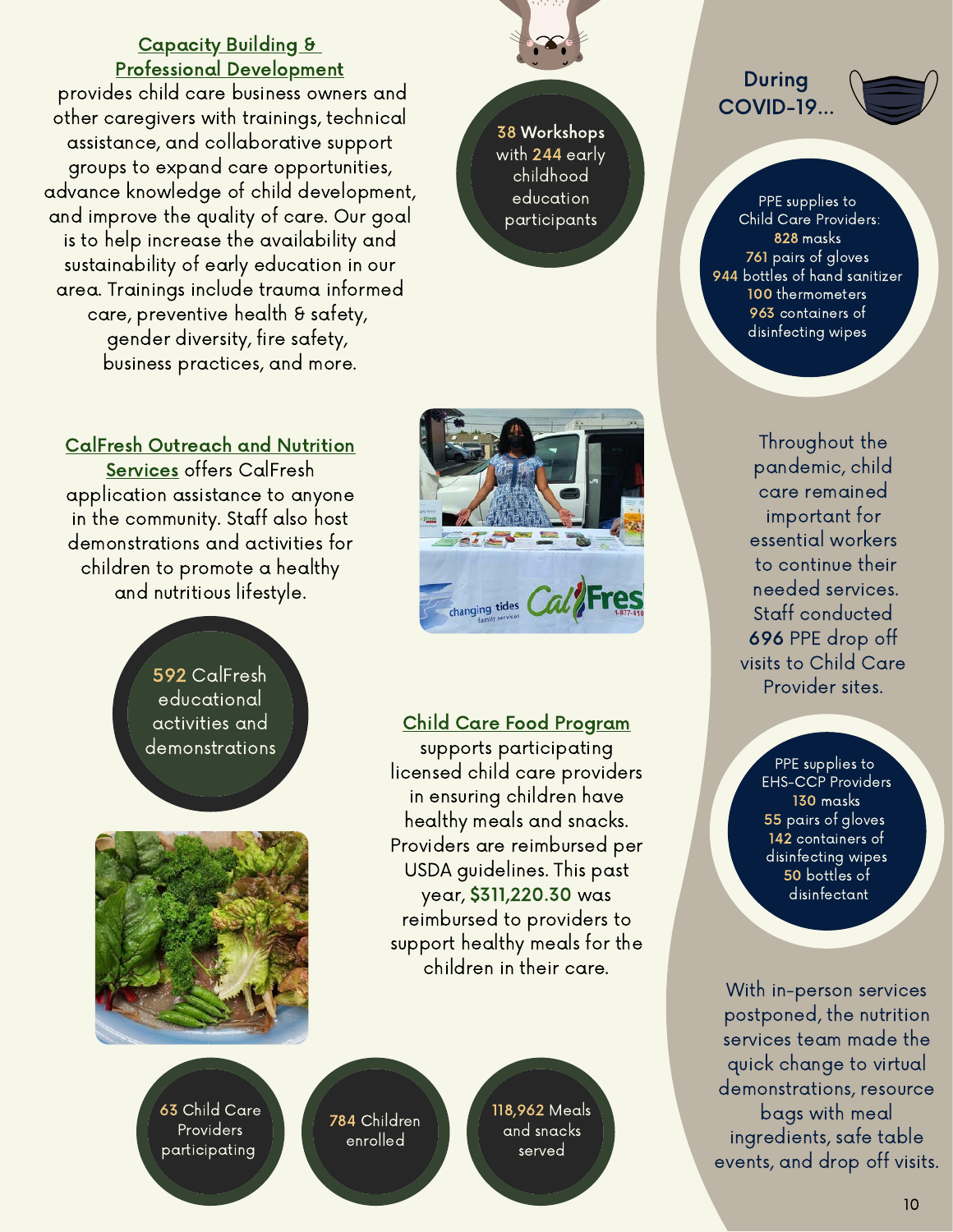## Capacity Building & Professional Development

provides child care business owners and other caregivers with trainings, technical assistance, and collaborative support groups to expand care opportunities, advance knowledge of child development, and improve the quality of care. Our goal is to help increase the availability and sustainability of early education in our area. Trainings include trauma informed care, preventive health & safety, gender diversity, fire safety, business practices, and more.

**38 Workshops** with **244** early childhood education participants

## CalFresh Outreach and Nutrition Services

offers CalFresh application assistance to anyone in the community. Staff also host demonstrations and activities for children to promote a healthy and nutritious lifestyle.

**592** CalFresh educational activities and demonstrations

## Child Care Food Program

supports participating licensed child care providers in ensuring children have healthy meals and snacks. Providers are reimbursed per USDA guidelines. This past year, **$311,220.30** was reimbursed to providers to support healthy meals for the children in their care.

**63** Child Care Providers participating

**784** Children enrolled

**118,962** Meals and snacks served

## During COVID-19...

PPE supplies to Child Care Providers:
- **828** masks
- **761** pairs of gloves
- **944** bottles of hand sanitizer
- **100** thermometers
- **963** containers of disinfecting wipes

Throughout the pandemic, child care remained important for essential workers to continue their needed services. Staff conducted **696** PPE drop off visits to Child Care Provider sites.

PPE supplies to EHS-CCP Providers
- **130** masks
- **55** pairs of gloves
- **142** containers of disinfecting wipes
- **50** bottles of disinfectant

With in-person services postponed, the nutrition services team made the quick change to virtual demonstrations, resource bags with meal ingredients, safe table events, and drop off visits.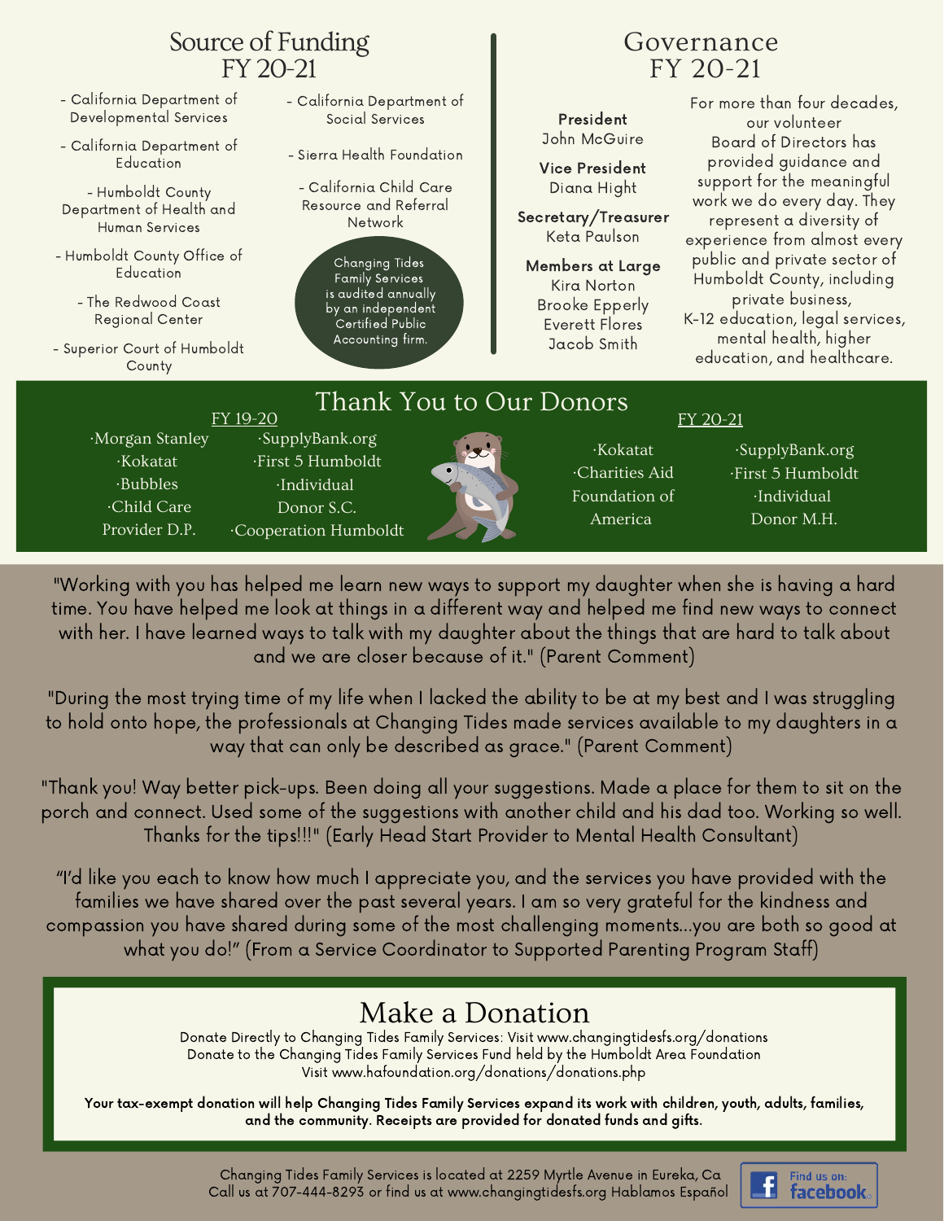## Source of Funding FY 20-21

- California Department of Developmental Services
- California Department of Education
- Humboldt County Department of Health and Human Services
- Humboldt County Office of Education
- The Redwood Coast Regional Center
- Superior Court of Humboldt County
- California Department of Social Services
- Sierra Health Foundation
- California Child Care Resource and Referral Network

Changing Tides Family Services is audited annually by an independent Certified Public Accounting firm.

## Governance FY 20-21

**President**
John McGuire

**Vice President**
Diana Hight

**Secretary/Treasurer**
Keta Paulson

**Members at Large**
Kira Norton
Brooke Epperly
Everett Flores
Jacob Smith

For more than four decades, our volunteer Board of Directors has provided guidance and support for the meaningful work we do every day. They represent a diversity of experience from almost every public and private sector of Humboldt County, including private business, K-12 education, legal services, mental health, higher education, and healthcare.

## Thank You to Our Donors

FY 19-20

- Morgan Stanley
- Kokatat
- Bubbles
- Child Care Provider D.P.
- SupplyBank.org
- First 5 Humboldt
- Individual Donor S.C.
- Cooperation Humboldt

FY 20-21

- Kokatat
- Charities Aid Foundation of America
- SupplyBank.org
- First 5 Humboldt
- Individual Donor M.H.

"Working with you has helped me learn new ways to support my daughter when she is having a hard time. You have helped me look at things in a different way and helped me find new ways to connect with her. I have learned ways to talk with my daughter about the things that are hard to talk about and we are closer because of it." (Parent Comment)

"During the most trying time of my life when I lacked the ability to be at my best and I was struggling to hold onto hope, the professionals at Changing Tides made services available to my daughters in a way that can only be described as grace." (Parent Comment)

"Thank you! Way better pick-ups. Been doing all your suggestions. Made a place for them to sit on the porch and connect. Used some of the suggestions with another child and his dad too. Working so well. Thanks for the tips!!!" (Early Head Start Provider to Mental Health Consultant)

"I'd like you each to know how much I appreciate you, and the services you have provided with the families we have shared over the past several years. I am so very grateful for the kindness and compassion you have shared during some of the most challenging moments...you are both so good at what you do!" (From a Service Coordinator to Supported Parenting Program Staff)

## Make a Donation

Donate Directly to Changing Tides Family Services: Visit www.changingtidesfs.org/donations
Donate to the Changing Tides Family Services Fund held by the Humboldt Area Foundation
Visit www.hafoundation.org/donations/donations.php

**Your tax-exempt donation will help Changing Tides Family Services expand its work with children, youth, adults, families, and the community. Receipts are provided for donated funds and gifts.**

Changing Tides Family Services is located at 2259 Myrtle Avenue in Eureka, Ca
Call us at 707-444-8293 or find us at www.changingtidesfs.org Hablamos Español

Find us on: facebook